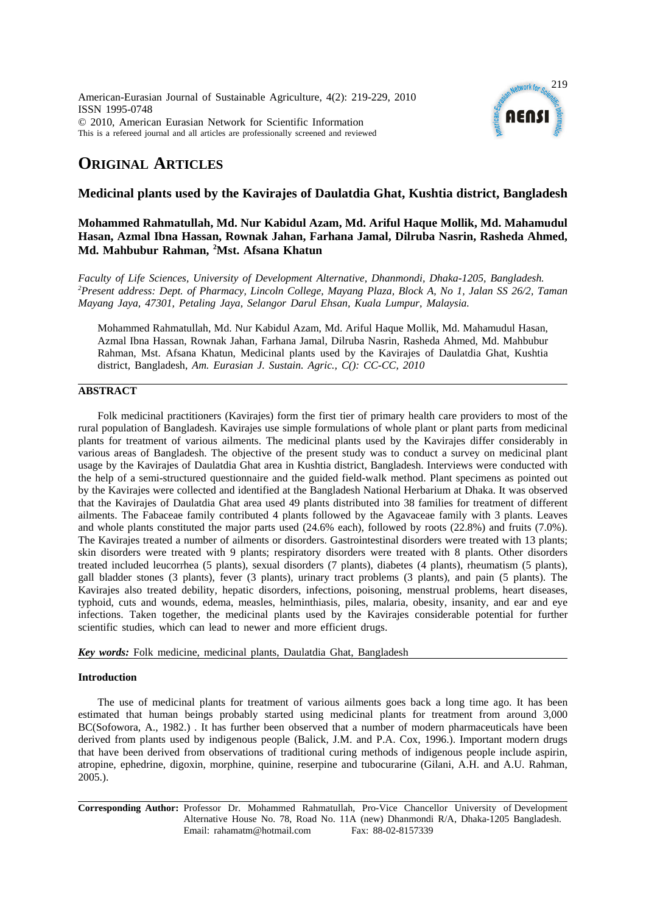American-Eurasian Journal of Sustainable Agriculture, 4(2): 219-229, 2010
ISSN 1995-0748
© 2010, American Eurasian Network for Scientific Information
This is a refereed journal and all articles are professionally screened and reviewed

# ORIGINAL ARTICLES

## Medicinal plants used by the Kavirajes of Daulatdia Ghat, Kushtia district, Bangladesh

**Mohammed Rahmatullah, Md. Nur Kabidul Azam, Md. Ariful Haque Mollik, Md. Mahamudul Hasan, Azmal Ibna Hassan, Rownak Jahan, Farhana Jamal, Dilruba Nasrin, Rasheda Ahmed, Md. Mahbubur Rahman, [2]Mst. Afsana Khatun**

*Faculty of Life Sciences, University of Development Alternative, Dhanmondi, Dhaka-1205, Bangladesh.*
*[2]Present address: Dept. of Pharmacy, Lincoln College, Mayang Plaza, Block A, No 1, Jalan SS 26/2, Taman Mayang Jaya, 47301, Petaling Jaya, Selangor Darul Ehsan, Kuala Lumpur, Malaysia.*

Mohammed Rahmatullah, Md. Nur Kabidul Azam, Md. Ariful Haque Mollik, Md. Mahamudul Hasan, Azmal Ibna Hassan, Rownak Jahan, Farhana Jamal, Dilruba Nasrin, Rasheda Ahmed, Md. Mahbubur Rahman, Mst. Afsana Khatun, Medicinal plants used by the Kavirajes of Daulatdia Ghat, Kushtia district, Bangladesh, *Am. Eurasian J. Sustain. Agric., C(): CC-CC, 2010*

## ABSTRACT

Folk medicinal practitioners (Kavirajes) form the first tier of primary health care providers to most of the rural population of Bangladesh. Kavirajes use simple formulations of whole plant or plant parts from medicinal plants for treatment of various ailments. The medicinal plants used by the Kavirajes differ considerably in various areas of Bangladesh. The objective of the present study was to conduct a survey on medicinal plant usage by the Kavirajes of Daulatdia Ghat area in Kushtia district, Bangladesh. Interviews were conducted with the help of a semi-structured questionnaire and the guided field-walk method. Plant specimens as pointed out by the Kavirajes were collected and identified at the Bangladesh National Herbarium at Dhaka. It was observed that the Kavirajes of Daulatdia Ghat area used 49 plants distributed into 38 families for treatment of different ailments. The Fabaceae family contributed 4 plants followed by the Agavaceae family with 3 plants. Leaves and whole plants constituted the major parts used (24.6% each), followed by roots (22.8%) and fruits (7.0%). The Kavirajes treated a number of ailments or disorders. Gastrointestinal disorders were treated with 13 plants; skin disorders were treated with 9 plants; respiratory disorders were treated with 8 plants. Other disorders treated included leucorrhea (5 plants), sexual disorders (7 plants), diabetes (4 plants), rheumatism (5 plants), gall bladder stones (3 plants), fever (3 plants), urinary tract problems (3 plants), and pain (5 plants). The Kavirajes also treated debility, hepatic disorders, infections, poisoning, menstrual problems, heart diseases, typhoid, cuts and wounds, edema, measles, helminthiasis, piles, malaria, obesity, insanity, and ear and eye infections. Taken together, the medicinal plants used by the Kavirajes considerable potential for further scientific studies, which can lead to newer and more efficient drugs.

***Key words:*** Folk medicine, medicinal plants, Daulatdia Ghat, Bangladesh

### Introduction

The use of medicinal plants for treatment of various ailments goes back a long time ago. It has been estimated that human beings probably started using medicinal plants for treatment from around 3,000 BC(Sofowora, A., 1982.) . It has further been observed that a number of modern pharmaceuticals have been derived from plants used by indigenous people (Balick, J.M. and P.A. Cox, 1996.). Important modern drugs that have been derived from observations of traditional curing methods of indigenous people include aspirin, atropine, ephedrine, digoxin, morphine, quinine, reserpine and tubocurarine (Gilani, A.H. and A.U. Rahman, 2005.).

**Corresponding Author:** Professor Dr. Mohammed Rahmatullah, Pro-Vice Chancellor University of Development Alternative House No. 78, Road No. 11A (new) Dhanmondi R/A, Dhaka-1205 Bangladesh. Email: rahamatm@hotmail.com Fax: 88-02-8157339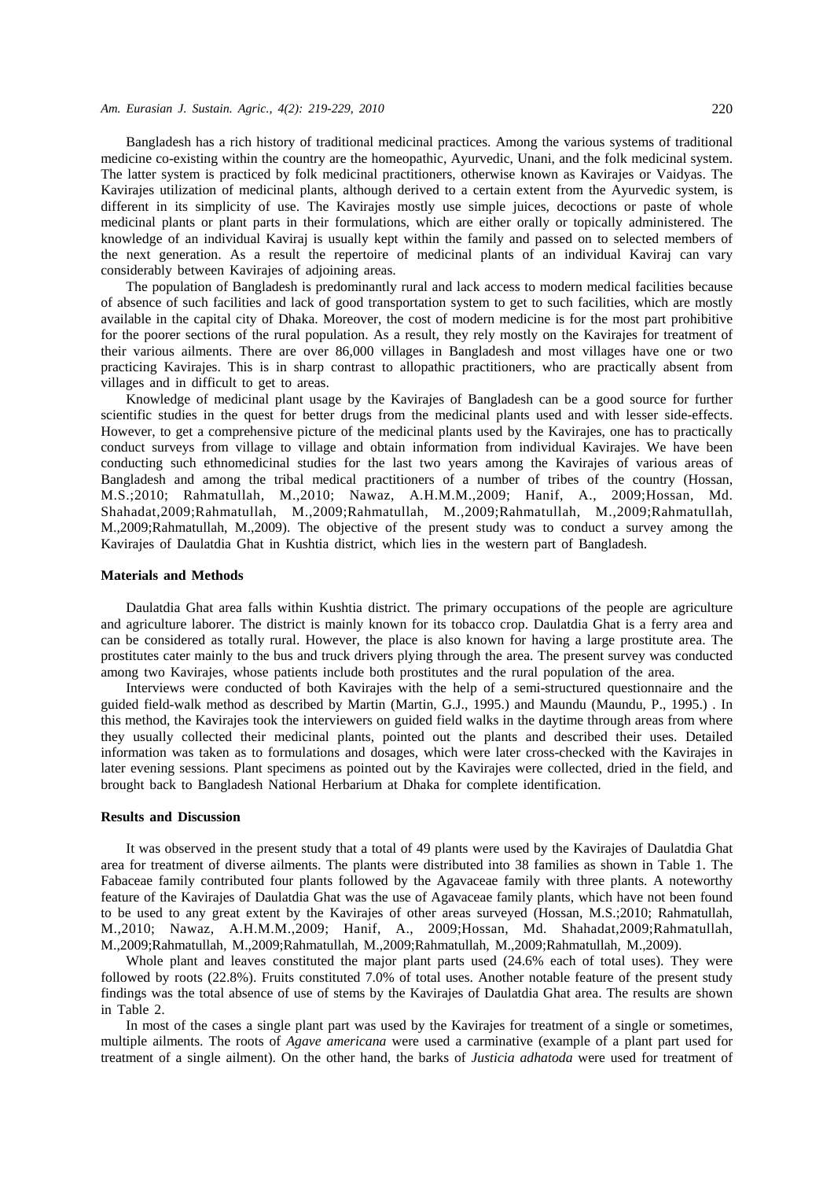Bangladesh has a rich history of traditional medicinal practices. Among the various systems of traditional medicine co-existing within the country are the homeopathic, Ayurvedic, Unani, and the folk medicinal system. The latter system is practiced by folk medicinal practitioners, otherwise known as Kavirajes or Vaidyas. The Kavirajes utilization of medicinal plants, although derived to a certain extent from the Ayurvedic system, is different in its simplicity of use. The Kavirajes mostly use simple juices, decoctions or paste of whole medicinal plants or plant parts in their formulations, which are either orally or topically administered. The knowledge of an individual Kaviraj is usually kept within the family and passed on to selected members of the next generation. As a result the repertoire of medicinal plants of an individual Kaviraj can vary considerably between Kavirajes of adjoining areas.

The population of Bangladesh is predominantly rural and lack access to modern medical facilities because of absence of such facilities and lack of good transportation system to get to such facilities, which are mostly available in the capital city of Dhaka. Moreover, the cost of modern medicine is for the most part prohibitive for the poorer sections of the rural population. As a result, they rely mostly on the Kavirajes for treatment of their various ailments. There are over 86,000 villages in Bangladesh and most villages have one or two practicing Kavirajes. This is in sharp contrast to allopathic practitioners, who are practically absent from villages and in difficult to get to areas.

Knowledge of medicinal plant usage by the Kavirajes of Bangladesh can be a good source for further scientific studies in the quest for better drugs from the medicinal plants used and with lesser side-effects. However, to get a comprehensive picture of the medicinal plants used by the Kavirajes, one has to practically conduct surveys from village to village and obtain information from individual Kavirajes. We have been conducting such ethnomedicinal studies for the last two years among the Kavirajes of various areas of Bangladesh and among the tribal medical practitioners of a number of tribes of the country (Hossan, M.S.;2010; Rahmatullah, M.,2010; Nawaz, A.H.M.M.,2009; Hanif, A., 2009;Hossan, Md. Shahadat,2009;Rahmatullah, M.,2009;Rahmatullah, M.,2009;Rahmatullah, M.,2009;Rahmatullah, M.,2009;Rahmatullah, M.,2009). The objective of the present study was to conduct a survey among the Kavirajes of Daulatdia Ghat in Kushtia district, which lies in the western part of Bangladesh.

## Materials and Methods

Daulatdia Ghat area falls within Kushtia district. The primary occupations of the people are agriculture and agriculture laborer. The district is mainly known for its tobacco crop. Daulatdia Ghat is a ferry area and can be considered as totally rural. However, the place is also known for having a large prostitute area. The prostitutes cater mainly to the bus and truck drivers plying through the area. The present survey was conducted among two Kavirajes, whose patients include both prostitutes and the rural population of the area.

Interviews were conducted of both Kavirajes with the help of a semi-structured questionnaire and the guided field-walk method as described by Martin (Martin, G.J., 1995.) and Maundu (Maundu, P., 1995.) . In this method, the Kavirajes took the interviewers on guided field walks in the daytime through areas from where they usually collected their medicinal plants, pointed out the plants and described their uses. Detailed information was taken as to formulations and dosages, which were later cross-checked with the Kavirajes in later evening sessions. Plant specimens as pointed out by the Kavirajes were collected, dried in the field, and brought back to Bangladesh National Herbarium at Dhaka for complete identification.

## Results and Discussion

It was observed in the present study that a total of 49 plants were used by the Kavirajes of Daulatdia Ghat area for treatment of diverse ailments. The plants were distributed into 38 families as shown in Table 1. The Fabaceae family contributed four plants followed by the Agavaceae family with three plants. A noteworthy feature of the Kavirajes of Daulatdia Ghat was the use of Agavaceae family plants, which have not been found to be used to any great extent by the Kavirajes of other areas surveyed (Hossan, M.S.;2010; Rahmatullah, M.,2010; Nawaz, A.H.M.M.,2009; Hanif, A., 2009;Hossan, Md. Shahadat,2009;Rahmatullah, M.,2009;Rahmatullah, M.,2009;Rahmatullah, M.,2009;Rahmatullah, M.,2009;Rahmatullah, M.,2009).

Whole plant and leaves constituted the major plant parts used (24.6% each of total uses). They were followed by roots (22.8%). Fruits constituted 7.0% of total uses. Another notable feature of the present study findings was the total absence of use of stems by the Kavirajes of Daulatdia Ghat area. The results are shown in Table 2.

In most of the cases a single plant part was used by the Kavirajes for treatment of a single or sometimes, multiple ailments. The roots of *Agave americana* were used a carminative (example of a plant part used for treatment of a single ailment). On the other hand, the barks of *Justicia adhatoda* were used for treatment of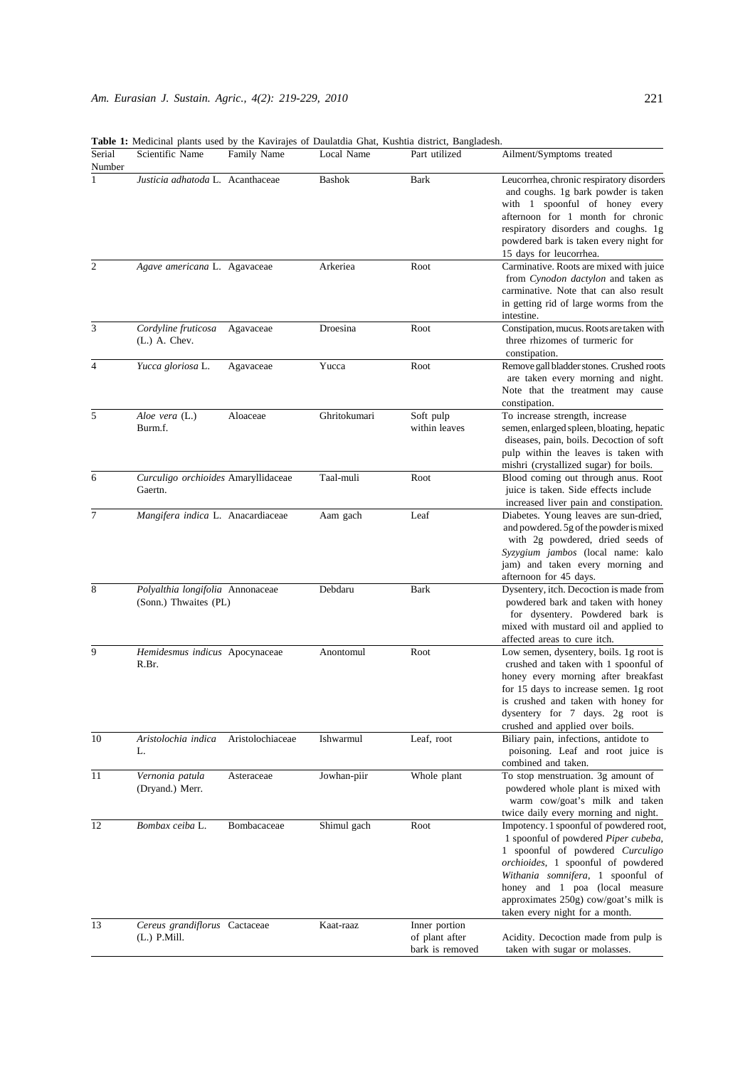**Table 1:** Medicinal plants used by the Kavirajes of Daulatdia Ghat, Kushtia district, Bangladesh.

| Serial Number | Scientific Name | Family Name | Local Name | Part utilized | Ailment/Symptoms treated |
|---|---|---|---|---|---|
| 1 | *Justicia adhatoda* L. | Acanthaceae | Bashok | Bark | Leucorrhea, chronic respiratory disorders and coughs. 1g bark powder is taken with 1 spoonful of honey every afternoon for 1 month for chronic respiratory disorders and coughs. 1g powdered bark is taken every night for 15 days for leucorrhea. |
| 2 | *Agave americana* L. | Agavaceae | Arkeriea | Root | Carminative. Roots are mixed with juice from *Cynodon dactylon* and taken as carminative. Note that can also result in getting rid of large worms from the intestine. |
| 3 | *Cordyline fruticosa* (L.) A. Chev. | Agavaceae | Droesina | Root | Constipation, mucus. Roots are taken with three rhizomes of turmeric for constipation. |
| 4 | *Yucca gloriosa* L. | Agavaceae | Yucca | Root | Remove gall bladder stones. Crushed roots are taken every morning and night. Note that the treatment may cause constipation. |
| 5 | *Aloe vera* (L.) Burm.f. | Aloaceae | Ghritokumari | Soft pulp within leaves | To increase strength, increase semen, enlarged spleen, bloating, hepatic diseases, pain, boils. Decoction of soft pulp within the leaves is taken with mishri (crystallized sugar) for boils. |
| 6 | *Curculigo orchioides* Gaertn. | Amaryllidaceae | Taal-muli | Root | Blood coming out through anus. Root juice is taken. Side effects include increased liver pain and constipation. |
| 7 | *Mangifera indica* L. | Anacardiaceae | Aam gach | Leaf | Diabetes. Young leaves are sun-dried, and powdered. 5g of the powder is mixed with 2g powdered, dried seeds of *Syzygium jambos* (local name: kalo jam) and taken every morning and afternoon for 45 days. |
| 8 | *Polyalthia longifolia* (Sonn.) Thwaites (PL) | Annonaceae | Debdaru | Bark | Dysentery, itch. Decoction is made from powdered bark and taken with honey for dysentery. Powdered bark is mixed with mustard oil and applied to affected areas to cure itch. |
| 9 | *Hemidesmus indicus* R.Br. | Apocynaceae | Anontomul | Root | Low semen, dysentery, boils. 1g root is crushed and taken with 1 spoonful of honey every morning after breakfast for 15 days to increase semen. 1g root is crushed and taken with honey for dysentery for 7 days. 2g root is crushed and applied over boils. |
| 10 | *Aristolochia indica* L. | Aristolochiaceae | Ishwarmul | Leaf, root | Biliary pain, infections, antidote to poisoning. Leaf and root juice is combined and taken. |
| 11 | *Vernonia patula* (Dryand.) Merr. | Asteraceae | Jowhan-piir | Whole plant | To stop menstruation. 3g amount of powdered whole plant is mixed with warm cow/goat's milk and taken twice daily every morning and night. |
| 12 | *Bombax ceiba* L. | Bombacaceae | Shimul gach | Root | Impotency. 1 spoonful of powdered root, 1 spoonful of powdered *Piper cubeba*, 1 spoonful of powdered *Curculigo orchioides*, 1 spoonful of powdered *Withania somnifera*, 1 spoonful of honey and 1 poa (local measure approximates 250g) cow/goat's milk is taken every night for a month. |
| 13 | *Cereus grandiflorus* (L.) P.Mill. | Cactaceae | Kaat-raaz | Inner portion of plant after bark is removed | Acidity. Decoction made from pulp is taken with sugar or molasses. |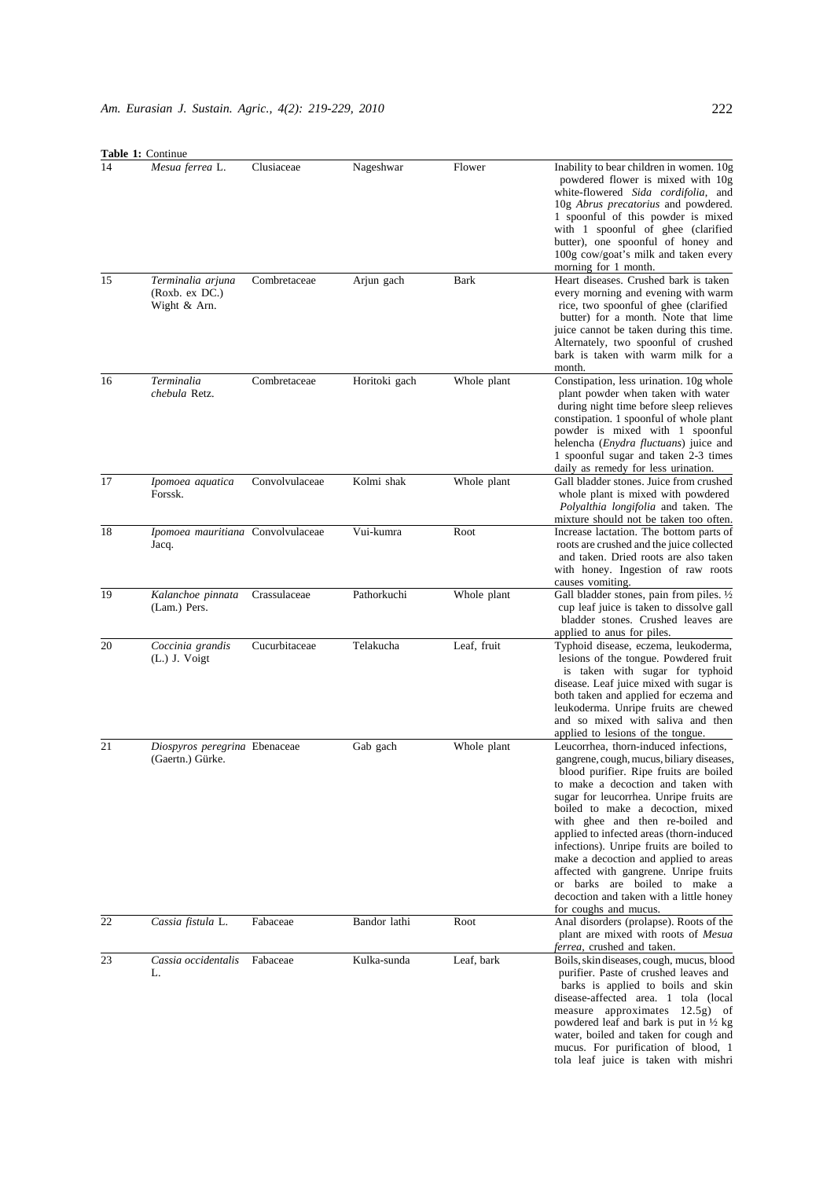**Table 1:** Continue

| | | | | | |
|---|---|---|---|---|---|
| 14 | *Mesua ferrea* L. | Clusiaceae | Nageshwar | Flower | Inability to bear children in women. 10g powdered flower is mixed with 10g white-flowered *Sida cordifolia*, and 10g *Abrus precatorius* and powdered. 1 spoonful of this powder is mixed with 1 spoonful of ghee (clarified butter), one spoonful of honey and 100g cow/goat's milk and taken every morning for 1 month. |
| 15 | *Terminalia arjuna* (Roxb. ex DC.) Wight & Arn. | Combretaceae | Arjun gach | Bark | Heart diseases. Crushed bark is taken every morning and evening with warm rice, two spoonful of ghee (clarified butter) for a month. Note that lime juice cannot be taken during this time. Alternately, two spoonful of crushed bark is taken with warm milk for a month. |
| 16 | *Terminalia chebula* Retz. | Combretaceae | Horitoki gach | Whole plant | Constipation, less urination. 10g whole plant powder when taken with water during night time before sleep relieves constipation. 1 spoonful of whole plant powder is mixed with 1 spoonful helencha (*Enydra fluctuans*) juice and 1 spoonful sugar and taken 2-3 times daily as remedy for less urination. |
| 17 | *Ipomoea aquatica* Forssk. | Convolvulaceae | Kolmi shak | Whole plant | Gall bladder stones. Juice from crushed whole plant is mixed with powdered *Polyalthia longifolia* and taken. The mixture should not be taken too often. |
| 18 | *Ipomoea mauritiana* Jacq. | Convolvulaceae | Vui-kumra | Root | Increase lactation. The bottom parts of roots are crushed and the juice collected and taken. Dried roots are also taken with honey. Ingestion of raw roots causes vomiting. |
| 19 | *Kalanchoe pinnata* (Lam.) Pers. | Crassulaceae | Pathorkuchi | Whole plant | Gall bladder stones, pain from piles. ½ cup leaf juice is taken to dissolve gall bladder stones. Crushed leaves are applied to anus for piles. |
| 20 | *Coccinia grandis* (L.) J. Voigt | Cucurbitaceae | Telakucha | Leaf, fruit | Typhoid disease, eczema, leukoderma, lesions of the tongue. Powdered fruit is taken with sugar for typhoid disease. Leaf juice mixed with sugar is both taken and applied for eczema and leukoderma. Unripe fruits are chewed and so mixed with saliva and then applied to lesions of the tongue. |
| 21 | *Diospyros peregrina* (Gaertn.) Gürke. | Ebenaceae | Gab gach | Whole plant | Leucorrhea, thorn-induced infections, gangrene, cough, mucus, biliary diseases, blood purifier. Ripe fruits are boiled to make a decoction and taken with sugar for leucorrhea. Unripe fruits are boiled to make a decoction, mixed with ghee and then re-boiled and applied to infected areas (thorn-induced infections). Unripe fruits are boiled to make a decoction and applied to areas affected with gangrene. Unripe fruits or barks are boiled to make a decoction and taken with a little honey for coughs and mucus. |
| 22 | *Cassia fistula* L. | Fabaceae | Bandor lathi | Root | Anal disorders (prolapse). Roots of the plant are mixed with roots of *Mesua ferrea*, crushed and taken. |
| 23 | *Cassia occidentalis* L. | Fabaceae | Kulka-sunda | Leaf, bark | Boils, skin diseases, cough, mucus, blood purifier. Paste of crushed leaves and barks is applied to boils and skin disease-affected area. 1 tola (local measure approximates 12.5g) of powdered leaf and bark is put in ½ kg water, boiled and taken for cough and mucus. For purification of blood, 1 tola leaf juice is taken with mishri |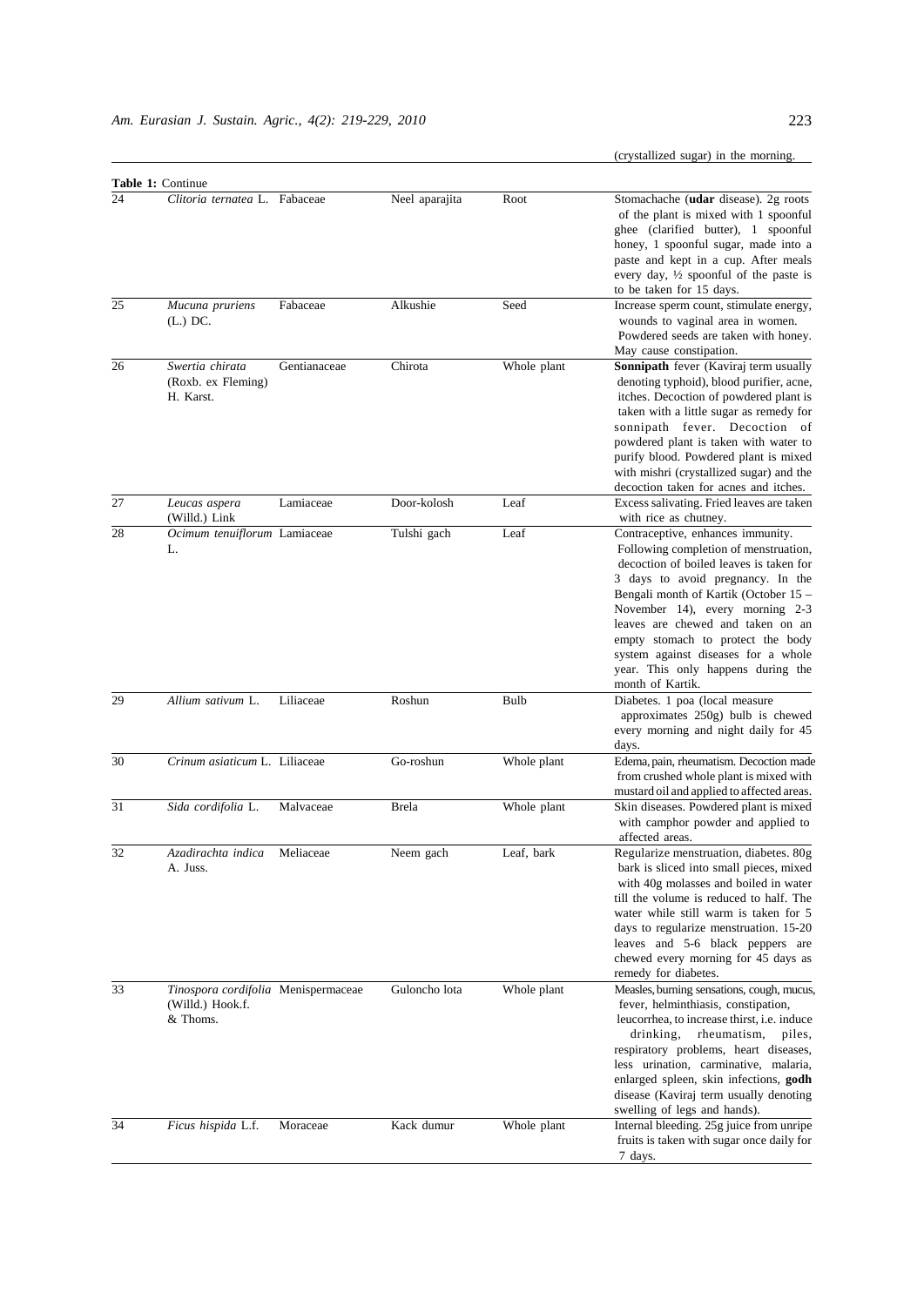(crystallized sugar) in the morning.

**Table 1:** Continue

| | | | | | |
|---|---|---|---|---|---|
| 24 | *Clitoria ternatea* L. | Fabaceae | Neel aparajita | Root | Stomachache (**udar** disease). 2g roots of the plant is mixed with 1 spoonful ghee (clarified butter), 1 spoonful honey, 1 spoonful sugar, made into a paste and kept in a cup. After meals every day, ½ spoonful of the paste is to be taken for 15 days. |
| 25 | *Mucuna pruriens* (L.) DC. | Fabaceae | Alkushie | Seed | Increase sperm count, stimulate energy, wounds to vaginal area in women. Powdered seeds are taken with honey. May cause constipation. |
| 26 | *Swertia chirata* (Roxb. ex Fleming) H. Karst. | Gentianaceae | Chirota | Whole plant | **Sonnipath** fever (Kaviraj term usually denoting typhoid), blood purifier, acne, itches. Decoction of powdered plant is taken with a little sugar as remedy for sonnipath fever. Decoction of powdered plant is taken with water to purify blood. Powdered plant is mixed with mishri (crystallized sugar) and the decoction taken for acnes and itches. |
| 27 | *Leucas aspera* (Willd.) Link | Lamiaceae | Door-kolosh | Leaf | Excess salivating. Fried leaves are taken with rice as chutney. |
| 28 | *Ocimum tenuiflorum* L. | Lamiaceae | Tulshi gach | Leaf | Contraceptive, enhances immunity. Following completion of menstruation, decoction of boiled leaves is taken for 3 days to avoid pregnancy. In the Bengali month of Kartik (October 15 – November 14), every morning 2-3 leaves are chewed and taken on an empty stomach to protect the body system against diseases for a whole year. This only happens during the month of Kartik. |
| 29 | *Allium sativum* L. | Liliaceae | Roshun | Bulb | Diabetes. 1 poa (local measure approximates 250g) bulb is chewed every morning and night daily for 45 days. |
| 30 | *Crinum asiaticum* L. | Liliaceae | Go-roshun | Whole plant | Edema, pain, rheumatism. Decoction made from crushed whole plant is mixed with mustard oil and applied to affected areas. |
| 31 | *Sida cordifolia* L. | Malvaceae | Brela | Whole plant | Skin diseases. Powdered plant is mixed with camphor powder and applied to affected areas. |
| 32 | *Azadirachta indica* A. Juss. | Meliaceae | Neem gach | Leaf, bark | Regularize menstruation, diabetes. 80g bark is sliced into small pieces, mixed with 40g molasses and boiled in water till the volume is reduced to half. The water while still warm is taken for 5 days to regularize menstruation. 15-20 leaves and 5-6 black peppers are chewed every morning for 45 days as remedy for diabetes. |
| 33 | *Tinospora cordifolia* (Willd.) Hook.f. & Thoms. | Menispermaceae | Guloncho lota | Whole plant | Measles, burning sensations, cough, mucus, fever, helminthiasis, constipation, leucorrhea, to increase thirst, i.e. induce drinking, rheumatism, piles, respiratory problems, heart diseases, less urination, carminative, malaria, enlarged spleen, skin infections, **godh** disease (Kaviraj term usually denoting swelling of legs and hands). |
| 34 | *Ficus hispida* L.f. | Moraceae | Kack dumur | Whole plant | Internal bleeding. 25g juice from unripe fruits is taken with sugar once daily for 7 days. |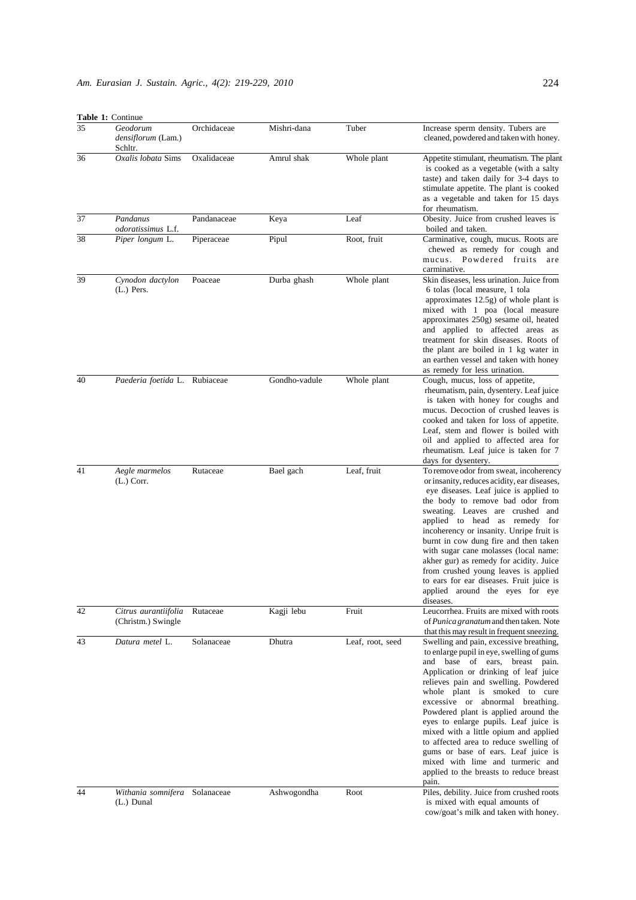**Table 1:** Continue

| | | | | | |
|---|---|---|---|---|---|
| 35 | *Geodorum densiflorum* (Lam.) Schltr. | Orchidaceae | Mishri-dana | Tuber | Increase sperm density. Tubers are cleaned, powdered and taken with honey. |
| 36 | *Oxalis lobata* Sims | Oxalidaceae | Amrul shak | Whole plant | Appetite stimulant, rheumatism. The plant is cooked as a vegetable (with a salty taste) and taken daily for 3-4 days to stimulate appetite. The plant is cooked as a vegetable and taken for 15 days for rheumatism. |
| 37 | *Pandanus odoratissimus* L.f. | Pandanaceae | Keya | Leaf | Obesity. Juice from crushed leaves is boiled and taken. |
| 38 | *Piper longum* L. | Piperaceae | Pipul | Root, fruit | Carminative, cough, mucus. Roots are chewed as remedy for cough and mucus. Powdered fruits are carminative. |
| 39 | *Cynodon dactylon* (L.) Pers. | Poaceae | Durba ghash | Whole plant | Skin diseases, less urination. Juice from 6 tolas (local measure, 1 tola approximates 12.5g) of whole plant is mixed with 1 poa (local measure approximates 250g) sesame oil, heated and applied to affected areas as treatment for skin diseases. Roots of the plant are boiled in 1 kg water in an earthen vessel and taken with honey as remedy for less urination. |
| 40 | *Paederia foetida* L. | Rubiaceae | Gondho-vadule | Whole plant | Cough, mucus, loss of appetite, rheumatism, pain, dysentery. Leaf juice is taken with honey for coughs and mucus. Decoction of crushed leaves is cooked and taken for loss of appetite. Leaf, stem and flower is boiled with oil and applied to affected area for rheumatism. Leaf juice is taken for 7 days for dysentery. |
| 41 | *Aegle marmelos* (L.) Corr. | Rutaceae | Bael gach | Leaf, fruit | To remove odor from sweat, incoherency or insanity, reduces acidity, ear diseases, eye diseases. Leaf juice is applied to the body to remove bad odor from sweating. Leaves are crushed and applied to head as remedy for incoherency or insanity. Unripe fruit is burnt in cow dung fire and then taken with sugar cane molasses (local name: akher gur) as remedy for acidity. Juice from crushed young leaves is applied to ears for ear diseases. Fruit juice is applied around the eyes for eye diseases. |
| 42 | *Citrus aurantiifolia* (Christm.) Swingle | Rutaceae | Kagji lebu | Fruit | Leucorrhea. Fruits are mixed with roots of *Punica granatum* and then taken. Note that this may result in frequent sneezing. |
| 43 | *Datura metel* L. | Solanaceae | Dhutra | Leaf, root, seed | Swelling and pain, excessive breathing, to enlarge pupil in eye, swelling of gums and base of ears, breast pain. Application or drinking of leaf juice relieves pain and swelling. Powdered whole plant is smoked to cure excessive or abnormal breathing. Powdered plant is applied around the eyes to enlarge pupils. Leaf juice is mixed with a little opium and applied to affected area to reduce swelling of gums or base of ears. Leaf juice is mixed with lime and turmeric and applied to the breasts to reduce breast pain. |
| 44 | *Withania somnifera* (L.) Dunal | Solanaceae | Ashwogondha | Root | Piles, debility. Juice from crushed roots is mixed with equal amounts of cow/goat's milk and taken with honey. |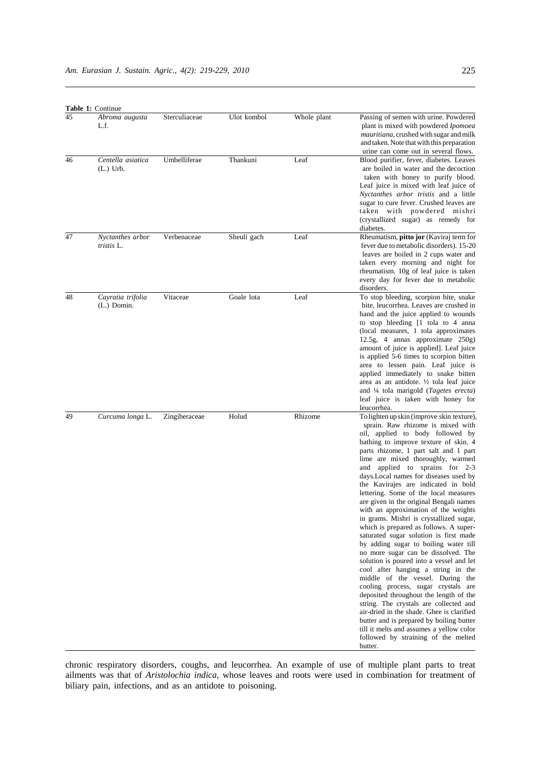**Table 1:** Continue

| | | | | | |
|---|---|---|---|---|---|
| 45 | *Abroma augusta* L.f. | Sterculiaceae | Ulot kombol | Whole plant | Passing of semen with urine. Powdered plant is mixed with powdered *Ipomoea mauritiana*, crushed with sugar and milk and taken. Note that with this preparation urine can come out in several flows. |
| 46 | *Centella asiatica* (L.) Urb. | Umbelliferae | Thankuni | Leaf | Blood purifier, fever, diabetes. Leaves are boiled in water and the decoction taken with honey to purify blood. Leaf juice is mixed with leaf juice of *Nyctanthes arbor tristis* and a little sugar to cure fever. Crushed leaves are taken with powdered mishri (crystallized sugar) as remedy for diabetes. |
| 47 | *Nyctanthes arbor tristis* L. | Verbenaceae | Sheuli gach | Leaf | Rheumatism, **pitto jor** (Kaviraj term for fever due to metabolic disorders). 15-20 leaves are boiled in 2 cups water and taken every morning and night for rheumatism. 10g of leaf juice is taken every day for fever due to metabolic disorders. |
| 48 | *Cayratia trifolia* (L.) Domin. | Vitaceae | Goale lota | Leaf | To stop bleeding, scorpion bite, snake bite, leucorrhea. Leaves are crushed in hand and the juice applied to wounds to stop bleeding [1 tola to 4 anna (local measures, 1 tola approximates 12.5g, 4 annas approximate 250g) amount of juice is applied]. Leaf juice is applied 5-6 times to scorpion bitten area to lessen pain. Leaf juice is applied immediately to snake bitten area as an antidote. ½ tola leaf juice and ¼ tola marigold (*Tagetes erecta*) leaf juice is taken with honey for leucorrhea. |
| 49 | *Curcuma longa* L. | Zingiberaceae | Holud | Rhizome | To lighten up skin (improve skin texture), sprain. Raw rhizome is mixed with oil, applied to body followed by bathing to improve texture of skin. 4 parts rhizome, 1 part salt and 1 part lime are mixed thoroughly, warmed and applied to sprains for 2-3 days.Local names for diseases used by the Kavirajes are indicated in bold lettering. Some of the local measures are given in the original Bengali names with an approximation of the weights in grams. Mishri is crystallized sugar, which is prepared as follows. A super-saturated sugar solution is first made by adding sugar to boiling water till no more sugar can be dissolved. The solution is poured into a vessel and let cool after hanging a string in the middle of the vessel. During the cooling process, sugar crystals are deposited throughout the length of the string. The crystals are collected and air-dried in the shade. Ghee is clarified butter and is prepared by boiling butter till it melts and assumes a yellow color followed by straining of the melted butter. |

chronic respiratory disorders, coughs, and leucorrhea. An example of use of multiple plant parts to treat ailments was that of *Aristolochia indica*, whose leaves and roots were used in combination for treatment of biliary pain, infections, and as an antidote to poisoning.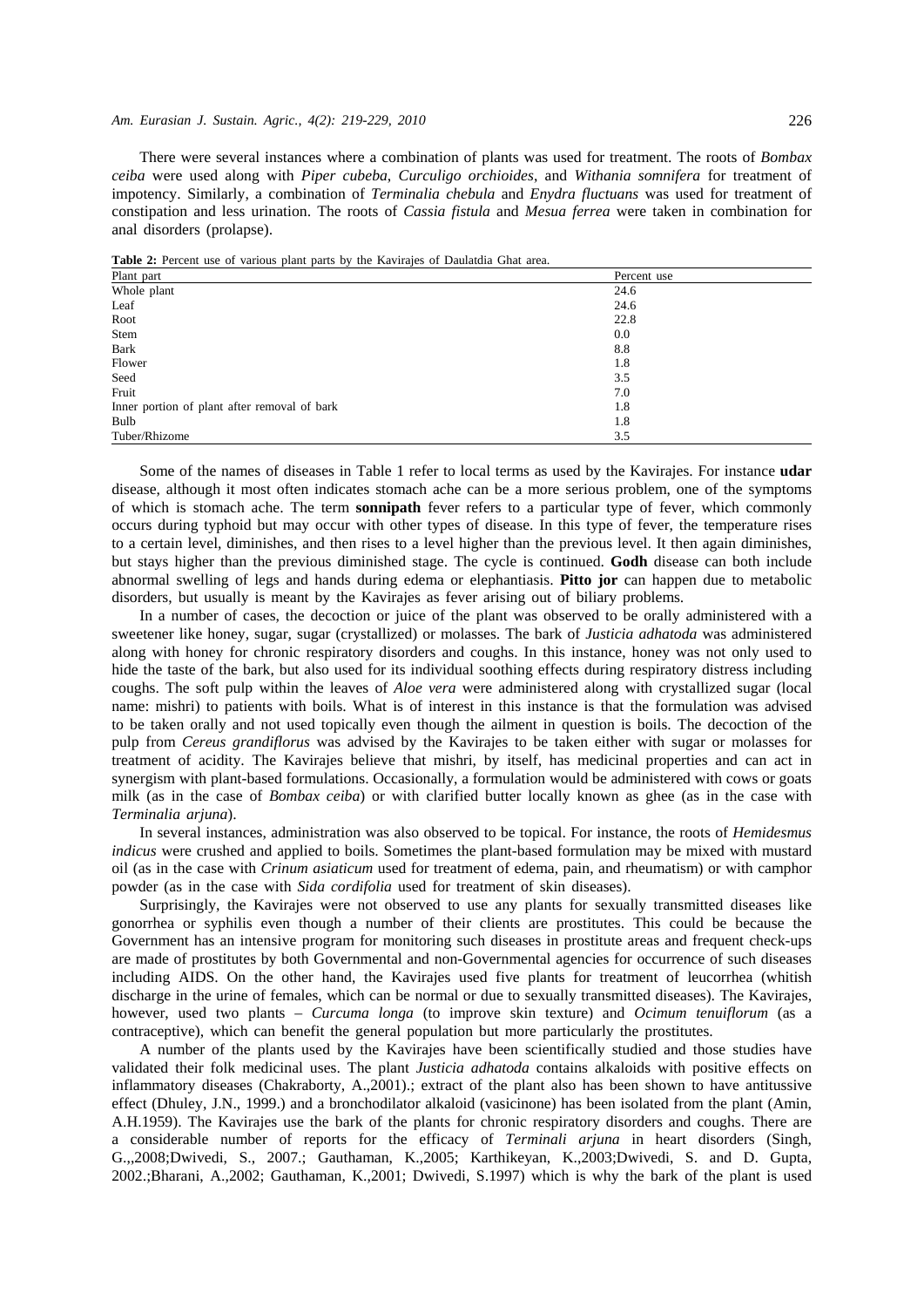There were several instances where a combination of plants was used for treatment. The roots of *Bombax ceiba* were used along with *Piper cubeba*, *Curculigo orchioides*, and *Withania somnifera* for treatment of impotency. Similarly, a combination of *Terminalia chebula* and *Enydra fluctuans* was used for treatment of constipation and less urination. The roots of *Cassia fistula* and *Mesua ferrea* were taken in combination for anal disorders (prolapse).

**Table 2:** Percent use of various plant parts by the Kavirajes of Daulatdia Ghat area.

| Plant part | Percent use |
|---|---|
| Whole plant | 24.6 |
| Leaf | 24.6 |
| Root | 22.8 |
| Stem | 0.0 |
| Bark | 8.8 |
| Flower | 1.8 |
| Seed | 3.5 |
| Fruit | 7.0 |
| Inner portion of plant after removal of bark | 1.8 |
| Bulb | 1.8 |
| Tuber/Rhizome | 3.5 |

Some of the names of diseases in Table 1 refer to local terms as used by the Kavirajes. For instance **udar** disease, although it most often indicates stomach ache can be a more serious problem, one of the symptoms of which is stomach ache. The term **sonnipath** fever refers to a particular type of fever, which commonly occurs during typhoid but may occur with other types of disease. In this type of fever, the temperature rises to a certain level, diminishes, and then rises to a level higher than the previous level. It then again diminishes, but stays higher than the previous diminished stage. The cycle is continued. **Godh** disease can both include abnormal swelling of legs and hands during edema or elephantiasis. **Pitto jor** can happen due to metabolic disorders, but usually is meant by the Kavirajes as fever arising out of biliary problems.

In a number of cases, the decoction or juice of the plant was observed to be orally administered with a sweetener like honey, sugar, sugar (crystallized) or molasses. The bark of *Justicia adhatoda* was administered along with honey for chronic respiratory disorders and coughs. In this instance, honey was not only used to hide the taste of the bark, but also used for its individual soothing effects during respiratory distress including coughs. The soft pulp within the leaves of *Aloe vera* were administered along with crystallized sugar (local name: mishri) to patients with boils. What is of interest in this instance is that the formulation was advised to be taken orally and not used topically even though the ailment in question is boils. The decoction of the pulp from *Cereus grandiflorus* was advised by the Kavirajes to be taken either with sugar or molasses for treatment of acidity. The Kavirajes believe that mishri, by itself, has medicinal properties and can act in synergism with plant-based formulations. Occasionally, a formulation would be administered with cows or goats milk (as in the case of *Bombax ceiba*) or with clarified butter locally known as ghee (as in the case with *Terminalia arjuna*).

In several instances, administration was also observed to be topical. For instance, the roots of *Hemidesmus indicus* were crushed and applied to boils. Sometimes the plant-based formulation may be mixed with mustard oil (as in the case with *Crinum asiaticum* used for treatment of edema, pain, and rheumatism) or with camphor powder (as in the case with *Sida cordifolia* used for treatment of skin diseases).

Surprisingly, the Kavirajes were not observed to use any plants for sexually transmitted diseases like gonorrhea or syphilis even though a number of their clients are prostitutes. This could be because the Government has an intensive program for monitoring such diseases in prostitute areas and frequent check-ups are made of prostitutes by both Governmental and non-Governmental agencies for occurrence of such diseases including AIDS. On the other hand, the Kavirajes used five plants for treatment of leucorrhea (whitish discharge in the urine of females, which can be normal or due to sexually transmitted diseases). The Kavirajes, however, used two plants – *Curcuma longa* (to improve skin texture) and *Ocimum tenuiflorum* (as a contraceptive), which can benefit the general population but more particularly the prostitutes.

A number of the plants used by the Kavirajes have been scientifically studied and those studies have validated their folk medicinal uses. The plant *Justicia adhatoda* contains alkaloids with positive effects on inflammatory diseases (Chakraborty, A.,2001).; extract of the plant also has been shown to have antitussive effect (Dhuley, J.N., 1999.) and a bronchodilator alkaloid (vasicinone) has been isolated from the plant (Amin, A.H.1959). The Kavirajes use the bark of the plants for chronic respiratory disorders and coughs. There are a considerable number of reports for the efficacy of *Terminali arjuna* in heart disorders (Singh, G.,,2008;Dwivedi, S., 2007.; Gauthaman, K.,2005; Karthikeyan, K.,2003;Dwivedi, S. and D. Gupta, 2002.;Bharani, A.,2002; Gauthaman, K.,2001; Dwivedi, S.1997) which is why the bark of the plant is used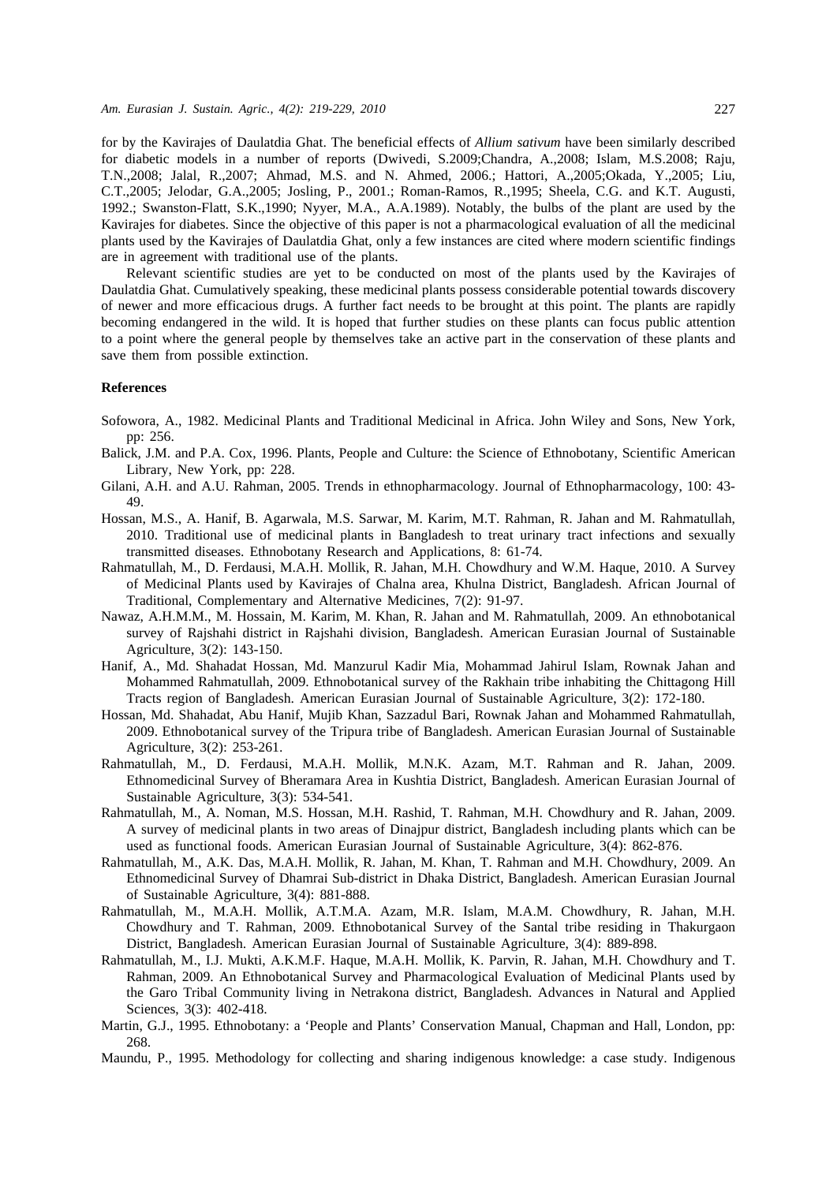for by the Kavirajes of Daulatdia Ghat. The beneficial effects of *Allium sativum* have been similarly described for diabetic models in a number of reports (Dwivedi, S.2009;Chandra, A.,2008; Islam, M.S.2008; Raju, T.N.,2008; Jalal, R.,2007; Ahmad, M.S. and N. Ahmed, 2006.; Hattori, A.,2005;Okada, Y.,2005; Liu, C.T.,2005; Jelodar, G.A.,2005; Josling, P., 2001.; Roman-Ramos, R.,1995; Sheela, C.G. and K.T. Augusti, 1992.; Swanston-Flatt, S.K.,1990; Nyyer, M.A., A.A.1989). Notably, the bulbs of the plant are used by the Kavirajes for diabetes. Since the objective of this paper is not a pharmacological evaluation of all the medicinal plants used by the Kavirajes of Daulatdia Ghat, only a few instances are cited where modern scientific findings are in agreement with traditional use of the plants.

Relevant scientific studies are yet to be conducted on most of the plants used by the Kavirajes of Daulatdia Ghat. Cumulatively speaking, these medicinal plants possess considerable potential towards discovery of newer and more efficacious drugs. A further fact needs to be brought at this point. The plants are rapidly becoming endangered in the wild. It is hoped that further studies on these plants can focus public attention to a point where the general people by themselves take an active part in the conservation of these plants and save them from possible extinction.

## References

Sofowora, A., 1982. Medicinal Plants and Traditional Medicinal in Africa. John Wiley and Sons, New York, pp: 256.

Balick, J.M. and P.A. Cox, 1996. Plants, People and Culture: the Science of Ethnobotany, Scientific American Library, New York, pp: 228.

Gilani, A.H. and A.U. Rahman, 2005. Trends in ethnopharmacology. Journal of Ethnopharmacology, 100: 43-49.

Hossan, M.S., A. Hanif, B. Agarwala, M.S. Sarwar, M. Karim, M.T. Rahman, R. Jahan and M. Rahmatullah, 2010. Traditional use of medicinal plants in Bangladesh to treat urinary tract infections and sexually transmitted diseases. Ethnobotany Research and Applications, 8: 61-74.

Rahmatullah, M., D. Ferdausi, M.A.H. Mollik, R. Jahan, M.H. Chowdhury and W.M. Haque, 2010. A Survey of Medicinal Plants used by Kavirajes of Chalna area, Khulna District, Bangladesh. African Journal of Traditional, Complementary and Alternative Medicines, 7(2): 91-97.

Nawaz, A.H.M.M., M. Hossain, M. Karim, M. Khan, R. Jahan and M. Rahmatullah, 2009. An ethnobotanical survey of Rajshahi district in Rajshahi division, Bangladesh. American Eurasian Journal of Sustainable Agriculture, 3(2): 143-150.

Hanif, A., Md. Shahadat Hossan, Md. Manzurul Kadir Mia, Mohammad Jahirul Islam, Rownak Jahan and Mohammed Rahmatullah, 2009. Ethnobotanical survey of the Rakhain tribe inhabiting the Chittagong Hill Tracts region of Bangladesh. American Eurasian Journal of Sustainable Agriculture, 3(2): 172-180.

Hossan, Md. Shahadat, Abu Hanif, Mujib Khan, Sazzadul Bari, Rownak Jahan and Mohammed Rahmatullah, 2009. Ethnobotanical survey of the Tripura tribe of Bangladesh. American Eurasian Journal of Sustainable Agriculture, 3(2): 253-261.

Rahmatullah, M., D. Ferdausi, M.A.H. Mollik, M.N.K. Azam, M.T. Rahman and R. Jahan, 2009. Ethnomedicinal Survey of Bheramara Area in Kushtia District, Bangladesh. American Eurasian Journal of Sustainable Agriculture, 3(3): 534-541.

Rahmatullah, M., A. Noman, M.S. Hossan, M.H. Rashid, T. Rahman, M.H. Chowdhury and R. Jahan, 2009. A survey of medicinal plants in two areas of Dinajpur district, Bangladesh including plants which can be used as functional foods. American Eurasian Journal of Sustainable Agriculture, 3(4): 862-876.

Rahmatullah, M., A.K. Das, M.A.H. Mollik, R. Jahan, M. Khan, T. Rahman and M.H. Chowdhury, 2009. An Ethnomedicinal Survey of Dhamrai Sub-district in Dhaka District, Bangladesh. American Eurasian Journal of Sustainable Agriculture, 3(4): 881-888.

Rahmatullah, M., M.A.H. Mollik, A.T.M.A. Azam, M.R. Islam, M.A.M. Chowdhury, R. Jahan, M.H. Chowdhury and T. Rahman, 2009. Ethnobotanical Survey of the Santal tribe residing in Thakurgaon District, Bangladesh. American Eurasian Journal of Sustainable Agriculture, 3(4): 889-898.

Rahmatullah, M., I.J. Mukti, A.K.M.F. Haque, M.A.H. Mollik, K. Parvin, R. Jahan, M.H. Chowdhury and T. Rahman, 2009. An Ethnobotanical Survey and Pharmacological Evaluation of Medicinal Plants used by the Garo Tribal Community living in Netrakona district, Bangladesh. Advances in Natural and Applied Sciences, 3(3): 402-418.

Martin, G.J., 1995. Ethnobotany: a 'People and Plants' Conservation Manual, Chapman and Hall, London, pp: 268.

Maundu, P., 1995. Methodology for collecting and sharing indigenous knowledge: a case study. Indigenous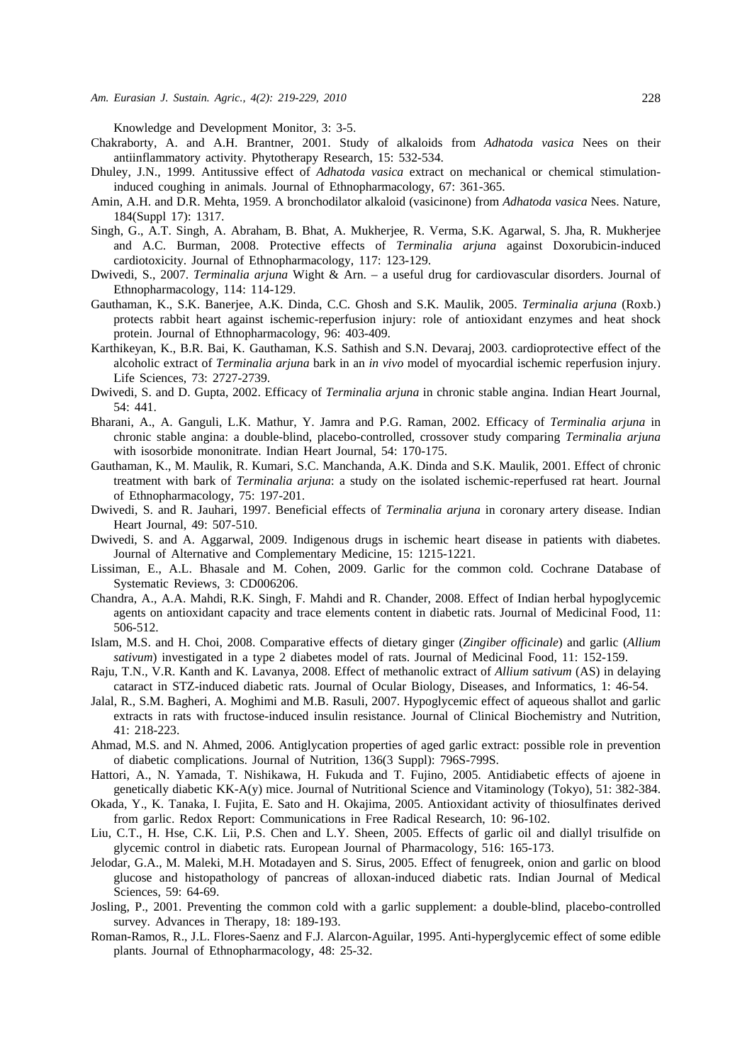Knowledge and Development Monitor, 3: 3-5.

Chakraborty, A. and A.H. Brantner, 2001. Study of alkaloids from *Adhatoda vasica* Nees on their antiinflammatory activity. Phytotherapy Research, 15: 532-534.

Dhuley, J.N., 1999. Antitussive effect of *Adhatoda vasica* extract on mechanical or chemical stimulation-induced coughing in animals. Journal of Ethnopharmacology, 67: 361-365.

Amin, A.H. and D.R. Mehta, 1959. A bronchodilator alkaloid (vasicinone) from *Adhatoda vasica* Nees. Nature, 184(Suppl 17): 1317.

Singh, G., A.T. Singh, A. Abraham, B. Bhat, A. Mukherjee, R. Verma, S.K. Agarwal, S. Jha, R. Mukherjee and A.C. Burman, 2008. Protective effects of *Terminalia arjuna* against Doxorubicin-induced cardiotoxicity. Journal of Ethnopharmacology, 117: 123-129.

Dwivedi, S., 2007. *Terminalia arjuna* Wight & Arn. – a useful drug for cardiovascular disorders. Journal of Ethnopharmacology, 114: 114-129.

Gauthaman, K., S.K. Banerjee, A.K. Dinda, C.C. Ghosh and S.K. Maulik, 2005. *Terminalia arjuna* (Roxb.) protects rabbit heart against ischemic-reperfusion injury: role of antioxidant enzymes and heat shock protein. Journal of Ethnopharmacology, 96: 403-409.

Karthikeyan, K., B.R. Bai, K. Gauthaman, K.S. Sathish and S.N. Devaraj, 2003. cardioprotective effect of the alcoholic extract of *Terminalia arjuna* bark in an *in vivo* model of myocardial ischemic reperfusion injury. Life Sciences, 73: 2727-2739.

Dwivedi, S. and D. Gupta, 2002. Efficacy of *Terminalia arjuna* in chronic stable angina. Indian Heart Journal, 54: 441.

Bharani, A., A. Ganguli, L.K. Mathur, Y. Jamra and P.G. Raman, 2002. Efficacy of *Terminalia arjuna* in chronic stable angina: a double-blind, placebo-controlled, crossover study comparing *Terminalia arjuna* with isosorbide mononitrate. Indian Heart Journal, 54: 170-175.

Gauthaman, K., M. Maulik, R. Kumari, S.C. Manchanda, A.K. Dinda and S.K. Maulik, 2001. Effect of chronic treatment with bark of *Terminalia arjuna*: a study on the isolated ischemic-reperfused rat heart. Journal of Ethnopharmacology, 75: 197-201.

Dwivedi, S. and R. Jauhari, 1997. Beneficial effects of *Terminalia arjuna* in coronary artery disease. Indian Heart Journal, 49: 507-510.

Dwivedi, S. and A. Aggarwal, 2009. Indigenous drugs in ischemic heart disease in patients with diabetes. Journal of Alternative and Complementary Medicine, 15: 1215-1221.

Lissiman, E., A.L. Bhasale and M. Cohen, 2009. Garlic for the common cold. Cochrane Database of Systematic Reviews, 3: CD006206.

Chandra, A., A.A. Mahdi, R.K. Singh, F. Mahdi and R. Chander, 2008. Effect of Indian herbal hypoglycemic agents on antioxidant capacity and trace elements content in diabetic rats. Journal of Medicinal Food, 11: 506-512.

Islam, M.S. and H. Choi, 2008. Comparative effects of dietary ginger (*Zingiber officinale*) and garlic (*Allium sativum*) investigated in a type 2 diabetes model of rats. Journal of Medicinal Food, 11: 152-159.

Raju, T.N., V.R. Kanth and K. Lavanya, 2008. Effect of methanolic extract of *Allium sativum* (AS) in delaying cataract in STZ-induced diabetic rats. Journal of Ocular Biology, Diseases, and Informatics, 1: 46-54.

Jalal, R., S.M. Bagheri, A. Moghimi and M.B. Rasuli, 2007. Hypoglycemic effect of aqueous shallot and garlic extracts in rats with fructose-induced insulin resistance. Journal of Clinical Biochemistry and Nutrition, 41: 218-223.

Ahmad, M.S. and N. Ahmed, 2006. Antiglycation properties of aged garlic extract: possible role in prevention of diabetic complications. Journal of Nutrition, 136(3 Suppl): 796S-799S.

Hattori, A., N. Yamada, T. Nishikawa, H. Fukuda and T. Fujino, 2005. Antidiabetic effects of ajoene in genetically diabetic KK-A(y) mice. Journal of Nutritional Science and Vitaminology (Tokyo), 51: 382-384.

Okada, Y., K. Tanaka, I. Fujita, E. Sato and H. Okajima, 2005. Antioxidant activity of thiosulfinates derived from garlic. Redox Report: Communications in Free Radical Research, 10: 96-102.

Liu, C.T., H. Hse, C.K. Lii, P.S. Chen and L.Y. Sheen, 2005. Effects of garlic oil and diallyl trisulfide on glycemic control in diabetic rats. European Journal of Pharmacology, 516: 165-173.

Jelodar, G.A., M. Maleki, M.H. Motadayen and S. Sirus, 2005. Effect of fenugreek, onion and garlic on blood glucose and histopathology of pancreas of alloxan-induced diabetic rats. Indian Journal of Medical Sciences, 59: 64-69.

Josling, P., 2001. Preventing the common cold with a garlic supplement: a double-blind, placebo-controlled survey. Advances in Therapy, 18: 189-193.

Roman-Ramos, R., J.L. Flores-Saenz and F.J. Alarcon-Aguilar, 1995. Anti-hyperglycemic effect of some edible plants. Journal of Ethnopharmacology, 48: 25-32.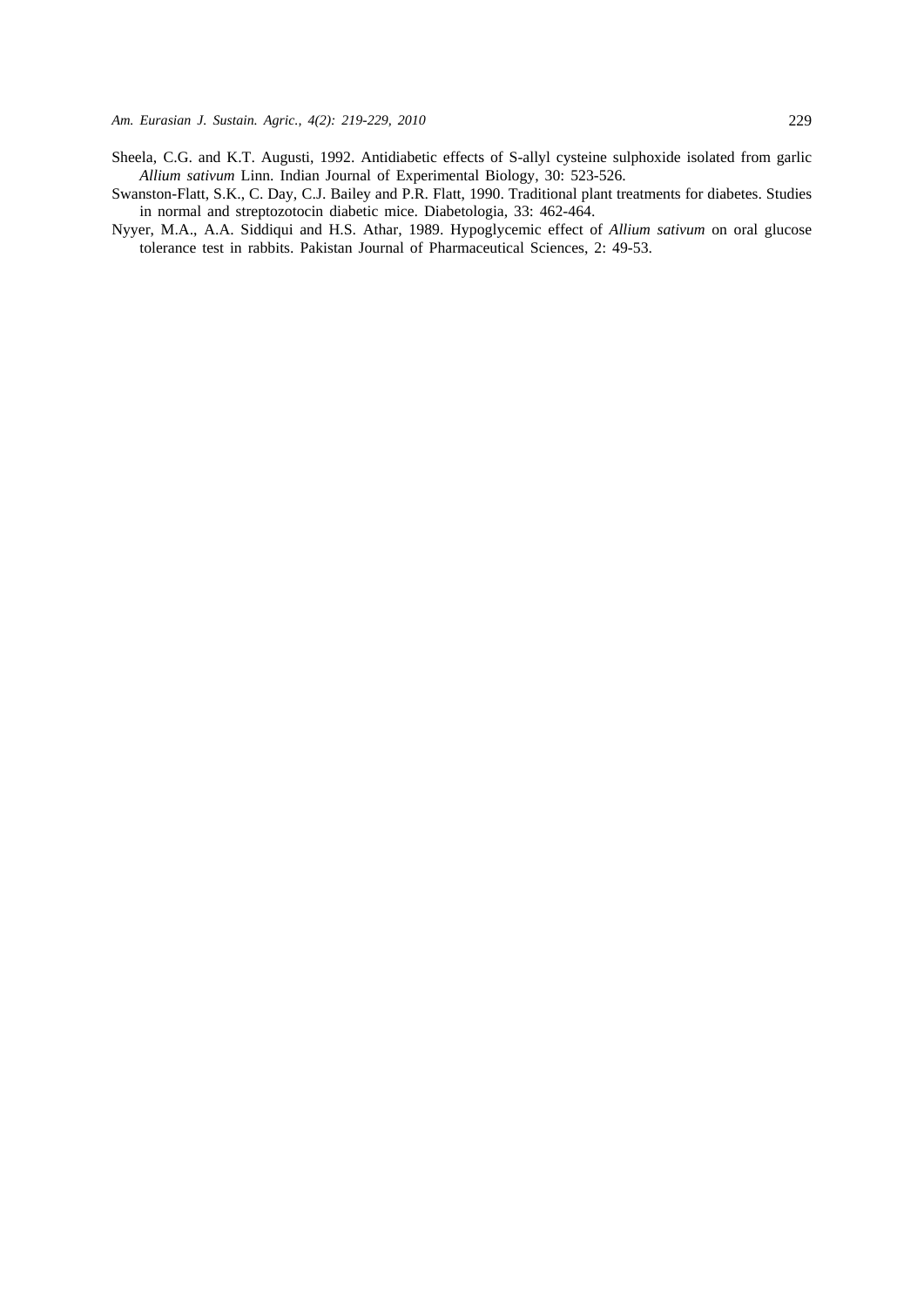Sheela, C.G. and K.T. Augusti, 1992. Antidiabetic effects of S-allyl cysteine sulphoxide isolated from garlic *Allium sativum* Linn. Indian Journal of Experimental Biology, 30: 523-526.

Swanston-Flatt, S.K., C. Day, C.J. Bailey and P.R. Flatt, 1990. Traditional plant treatments for diabetes. Studies in normal and streptozotocin diabetic mice. Diabetologia, 33: 462-464.

Nyyer, M.A., A.A. Siddiqui and H.S. Athar, 1989. Hypoglycemic effect of *Allium sativum* on oral glucose tolerance test in rabbits. Pakistan Journal of Pharmaceutical Sciences, 2: 49-53.